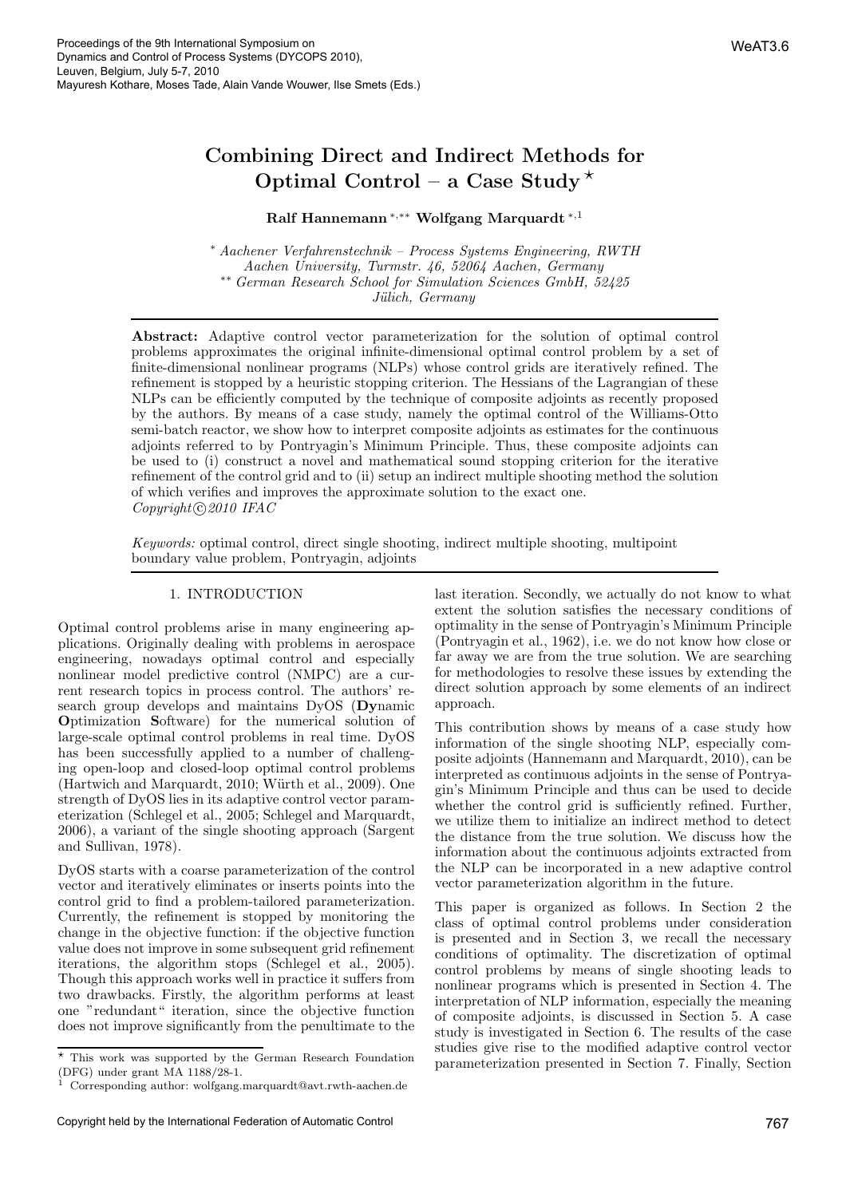# Combining Direct and Indirect Methods for Optimal Control – a Case Study *

**Ralf Hannemann** [*,**] **Wolfgang Marquardt** [*,1]

[*] *Aachener Verfahrenstechnik – Process Systems Engineering, RWTH Aachen University, Turmstr. 46, 52064 Aachen, Germany*
[**] *German Research School for Simulation Sciences GmbH, 52425 Jülich, Germany*

**Abstract:** Adaptive control vector parameterization for the solution of optimal control problems approximates the original infinite-dimensional optimal control problem by a set of finite-dimensional nonlinear programs (NLPs) whose control grids are iteratively refined. The refinement is stopped by a heuristic stopping criterion. The Hessians of the Lagrangian of these NLPs can be efficiently computed by the technique of composite adjoints as recently proposed by the authors. By means of a case study, namely the optimal control of the Williams-Otto semi-batch reactor, we show how to interpret composite adjoints as estimates for the continuous adjoints referred to by Pontryagin's Minimum Principle. Thus, these composite adjoints can be used to (i) construct a novel and mathematical sound stopping criterion for the iterative refinement of the control grid and to (ii) setup an indirect multiple shooting method the solution of which verifies and improves the approximate solution to the exact one.
*Copyright©2010 IFAC*

*Keywords:* optimal control, direct single shooting, indirect multiple shooting, multipoint boundary value problem, Pontryagin, adjoints

## 1. INTRODUCTION

Optimal control problems arise in many engineering applications. Originally dealing with problems in aerospace engineering, nowadays optimal control and especially nonlinear model predictive control (NMPC) are a current research topics in process control. The authors' research group develops and maintains DyOS (**Dy**namic **O**ptimization **S**oftware) for the numerical solution of large-scale optimal control problems in real time. DyOS has been successfully applied to a number of challenging open-loop and closed-loop optimal control problems (Hartwich and Marquardt, 2010; Würth et al., 2009). One strength of DyOS lies in its adaptive control vector parameterization (Schlegel et al., 2005; Schlegel and Marquardt, 2006), a variant of the single shooting approach (Sargent and Sullivan, 1978).

DyOS starts with a coarse parameterization of the control vector and iteratively eliminates or inserts points into the control grid to find a problem-tailored parameterization. Currently, the refinement is stopped by monitoring the change in the objective function: if the objective function value does not improve in some subsequent grid refinement iterations, the algorithm stops (Schlegel et al., 2005). Though this approach works well in practice it suffers from two drawbacks. Firstly, the algorithm performs at least one "redundant" iteration, since the objective function does not improve significantly from the penultimate to the last iteration. Secondly, we actually do not know to what extent the solution satisfies the necessary conditions of optimality in the sense of Pontryagin's Minimum Principle (Pontryagin et al., 1962), i.e. we do not know how close or far away we are from the true solution. We are searching for methodologies to resolve these issues by extending the direct solution approach by some elements of an indirect approach.

This contribution shows by means of a case study how information of the single shooting NLP, especially composite adjoints (Hannemann and Marquardt, 2010), can be interpreted as continuous adjoints in the sense of Pontryagin's Minimum Principle and thus can be used to decide whether the control grid is sufficiently refined. Further, we utilize them to initialize an indirect method to detect the distance from the true solution. We discuss how the information about the continuous adjoints extracted from the NLP can be incorporated in a new adaptive control vector parameterization algorithm in the future.

This paper is organized as follows. In Section 2 the class of optimal control problems under consideration is presented and in Section 3, we recall the necessary conditions of optimality. The discretization of optimal control problems by means of single shooting leads to nonlinear programs which is presented in Section 4. The interpretation of NLP information, especially the meaning of composite adjoints, is discussed in Section 5. A case study is investigated in Section 6. The results of the case studies give rise to the modified adaptive control vector parameterization presented in Section 7. Finally, Section

* This work was supported by the German Research Foundation (DFG) under grant MA 1188/28-1.

[1] Corresponding author: wolfgang.marquardt@avt.rwth-aachen.de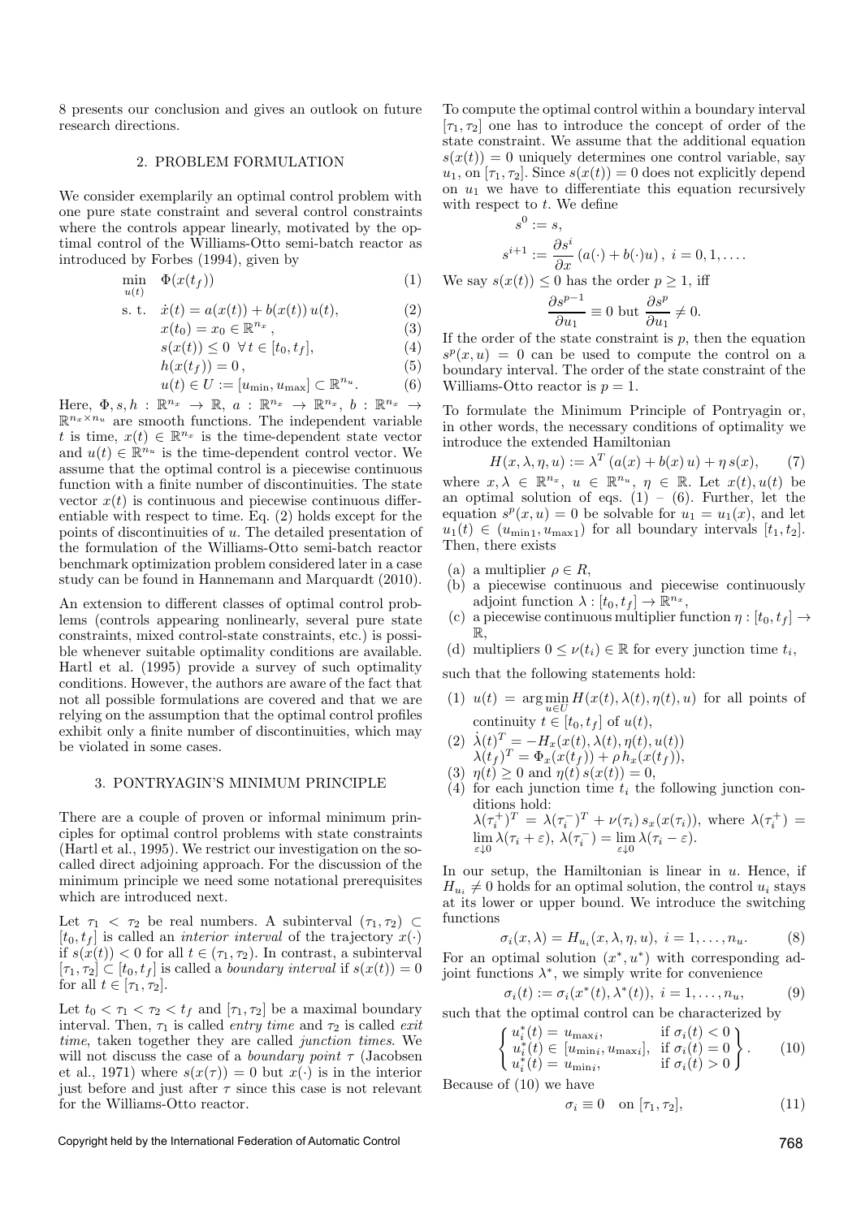8 presents our conclusion and gives an outlook on future research directions.

## 2. PROBLEM FORMULATION

We consider exemplarily an optimal control problem with one pure state constraint and several control constraints where the controls appear linearly, motivated by the optimal control of the Williams-Otto semi-batch reactor as introduced by Forbes (1994), given by

$$\min_{u(t)} \quad \Phi(x(t_f)) \tag{1}$$

$$\text{s. t.} \quad \dot{x}(t) = a(x(t)) + b(x(t))\, u(t), \tag{2}$$

$$x(t_0) = x_0 \in \mathbb{R}^{n_x}, \tag{3}$$

$$s(x(t)) \leq 0 \;\; \forall t \in [t_0, t_f], \tag{4}$$

$$h(x(t_f)) = 0, \tag{5}$$

$$u(t) \in U := [u_{\min}, u_{\max}] \subset \mathbb{R}^{n_u}. \tag{6}$$

Here, $\Phi, s, h : \mathbb{R}^{n_x} \to \mathbb{R}$, $a : \mathbb{R}^{n_x} \to \mathbb{R}^{n_x}$, $b : \mathbb{R}^{n_x} \to \mathbb{R}^{n_x \times n_u}$ are smooth functions. The independent variable $t$ is time, $x(t) \in \mathbb{R}^{n_x}$ is the time-dependent state vector and $u(t) \in \mathbb{R}^{n_u}$ is the time-dependent control vector. We assume that the optimal control is a piecewise continuous function with a finite number of discontinuities. The state vector $x(t)$ is continuous and piecewise continuous differentiable with respect to time. Eq. (2) holds except for the points of discontinuities of $u$. The detailed presentation of the formulation of the Williams-Otto semi-batch reactor benchmark optimization problem considered later in a case study can be found in Hannemann and Marquardt (2010).

An extension to different classes of optimal control problems (controls appearing nonlinearly, several pure state constraints, mixed control-state constraints, etc.) is possible whenever suitable optimality conditions are available. Hartl et al. (1995) provide a survey of such optimality conditions. However, the authors are aware of the fact that not all possible formulations are covered and that we are relying on the assumption that the optimal control profiles exhibit only a finite number of discontinuities, which may be violated in some cases.

## 3. PONTRYAGIN'S MINIMUM PRINCIPLE

There are a couple of proven or informal minimum principles for optimal control problems with state constraints (Hartl et al., 1995). We restrict our investigation on the so-called direct adjoining approach. For the discussion of the minimum principle we need some notational prerequisites which are introduced next.

Let $\tau_1 < \tau_2$ be real numbers. A subinterval $(\tau_1, \tau_2) \subset [t_0, t_f]$ is called an *interior interval* of the trajectory $x(\cdot)$ if $s(x(t)) < 0$ for all $t \in (\tau_1, \tau_2)$. In contrast, a subinterval $[\tau_1, \tau_2] \subset [t_0, t_f]$ is called a *boundary interval* if $s(x(t)) = 0$ for all $t \in [\tau_1, \tau_2]$.

Let $t_0 < \tau_1 < \tau_2 < t_f$ and $[\tau_1, \tau_2]$ be a maximal boundary interval. Then, $\tau_1$ is called *entry time* and $\tau_2$ is called *exit time*, taken together they are called *junction times*. We will not discuss the case of a *boundary point* $\tau$ (Jacobsen et al., 1971) where $s(x(\tau)) = 0$ but $x(\cdot)$ is in the interior just before and just after $\tau$ since this case is not relevant for the Williams-Otto reactor.

To compute the optimal control within a boundary interval $[\tau_1, \tau_2]$ one has to introduce the concept of order of the state constraint. We assume that the additional equation $s(x(t)) = 0$ uniquely determines one control variable, say $u_1$, on $[\tau_1, \tau_2]$. Since $s(x(t)) = 0$ does not explicitly depend on $u_1$ we have to differentiate this equation recursively with respect to $t$. We define

$$s^0 := s,$$

$$s^{i+1} := \frac{\partial s^i}{\partial x} \left(a(\cdot) + b(\cdot) u\right), \; i = 0, 1, \ldots.$$

We say $s(x(t)) \leq 0$ has the order $p \geq 1$, iff

$$\frac{\partial s^{p-1}}{\partial u_1} \equiv 0 \text{ but } \frac{\partial s^p}{\partial u_1} \neq 0.$$

If the order of the state constraint is $p$, then the equation $s^p(x, u) = 0$ can be used to compute the control on a boundary interval. The order of the state constraint of the Williams-Otto reactor is $p = 1$.

To formulate the Minimum Principle of Pontryagin or, in other words, the necessary conditions of optimality we introduce the extended Hamiltonian

$$H(x, \lambda, \eta, u) := \lambda^T \left(a(x) + b(x)\, u\right) + \eta\, s(x), \tag{7}$$

where $x, \lambda \in \mathbb{R}^{n_x}$, $u \in \mathbb{R}^{n_u}$, $\eta \in \mathbb{R}$. Let $x(t), u(t)$ be an optimal solution of eqs. (1) – (6). Further, let the equation $s^p(x, u) = 0$ be solvable for $u_1 = u_1(x)$, and let $u_1(t) \in (u_{\min 1}, u_{\max 1})$ for all boundary intervals $[t_1, t_2]$. Then, there exists

- (a) a multiplier $\rho \in R$,
- (b) a piecewise continuous and piecewise continuously adjoint function $\lambda : [t_0, t_f] \to \mathbb{R}^{n_x}$,
- (c) a piecewise continuous multiplier function $\eta : [t_0, t_f] \to \mathbb{R}$,
- (d) multipliers $0 \leq \nu(t_i) \in \mathbb{R}$ for every junction time $t_i$,

such that the following statements hold:

- (1) $u(t) = \arg\min_{u \in U} H(x(t), \lambda(t), \eta(t), u)$ for all points of continuity $t \in [t_0, t_f]$ of $u(t)$,
- (2) $\dot{\lambda}(t)^T = -H_x(x(t), \lambda(t), \eta(t), u(t))$
  $\lambda(t_f)^T = \Phi_x(x(t_f)) + \rho\, h_x(x(t_f))$,
- (3) $\eta(t) \geq 0$ and $\eta(t)\, s(x(t)) = 0$,
- (4) for each junction time $t_i$ the following junction conditions hold:
  $\lambda(\tau_i^+)^T = \lambda(\tau_i^-)^T + \nu(\tau_i)\, s_x(x(\tau_i))$, where $\lambda(\tau_i^+) = \lim_{\varepsilon \downarrow 0} \lambda(\tau_i + \varepsilon)$, $\lambda(\tau_i^-) = \lim_{\varepsilon \downarrow 0} \lambda(\tau_i - \varepsilon)$.

In our setup, the Hamiltonian is linear in $u$. Hence, if $H_{u_i} \neq 0$ holds for an optimal solution, the control $u_i$ stays at its lower or upper bound. We introduce the switching functions

$$\sigma_i(x, \lambda) = H_{u_i}(x, \lambda, \eta, u), \; i = 1, \ldots, n_u. \tag{8}$$

For an optimal solution $(x^*, u^*)$ with corresponding adjoint functions $\lambda^*$, we simply write for convenience

$$\sigma_i(t) := \sigma_i(x^*(t), \lambda^*(t)), \; i = 1, \ldots, n_u, \tag{9}$$

such that the optimal control can be characterized by

$$\left\{ \begin{array}{ll} u_i^*(t) = u_{\max i}, & \text{if } \sigma_i(t) < 0 \\ u_i^*(t) \in [u_{\min i}, u_{\max i}], & \text{if } \sigma_i(t) = 0 \\ u_i^*(t) = u_{\min i}, & \text{if } \sigma_i(t) > 0 \end{array} \right\}. \tag{10}$$

Because of (10) we have

$$\sigma_i \equiv 0 \quad \text{on } [\tau_1, \tau_2], \tag{11}$$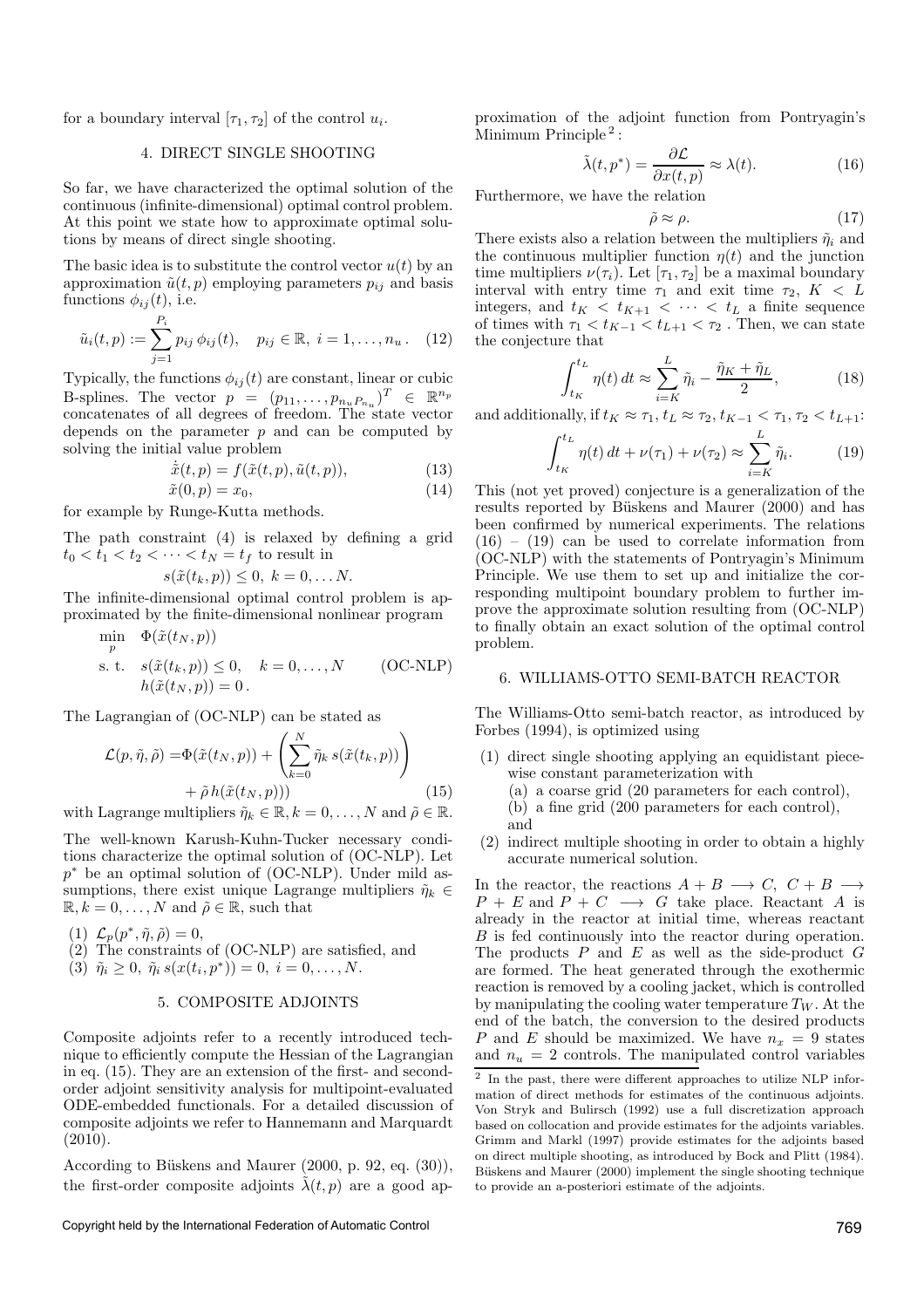for a boundary interval $[\tau_1, \tau_2]$ of the control $u_i$.

## 4. DIRECT SINGLE SHOOTING

So far, we have characterized the optimal solution of the continuous (infinite-dimensional) optimal control problem. At this point we state how to approximate optimal solutions by means of direct single shooting.

The basic idea is to substitute the control vector $u(t)$ by an approximation $\tilde{u}(t, p)$ employing parameters $p_{ij}$ and basis functions $\phi_{ij}(t)$, i.e.

$$\tilde{u}_i(t, p) := \sum_{j=1}^{P_i} p_{ij}\, \phi_{ij}(t), \quad p_{ij} \in \mathbb{R},\ i = 1, \dots, n_u\,. \quad (12)$$

Typically, the functions $\phi_{ij}(t)$ are constant, linear or cubic B-splines. The vector $p = (p_{11}, \dots, p_{n_u P_{n_u}})^T \in \mathbb{R}^{n_p}$ concatenates of all degrees of freedom. The state vector depends on the parameter $p$ and can be computed by solving the initial value problem

$$\dot{\tilde{x}}(t, p) = f(\tilde{x}(t, p), \tilde{u}(t, p)), \quad (13)$$

$$\tilde{x}(0, p) = x_0, \quad (14)$$

for example by Runge-Kutta methods.

The path constraint (4) is relaxed by defining a grid $t_0 < t_1 < t_2 < \cdots < t_N = t_f$ to result in

$$s(\tilde{x}(t_k, p)) \leq 0,\ k = 0, \dots N.$$

The infinite-dimensional optimal control problem is approximated by the finite-dimensional nonlinear program

$$\begin{aligned} \min_{p} \quad & \Phi(\tilde{x}(t_N, p)) \\ \text{s. t.} \quad & s(\tilde{x}(t_k, p)) \leq 0, \quad k = 0, \dots, N \qquad \text{(OC-NLP)} \\ & h(\tilde{x}(t_N, p)) = 0\,. \end{aligned}$$

The Lagrangian of (OC-NLP) can be stated as

$$\mathcal{L}(p, \tilde{\eta}, \tilde{\rho}) = \Phi(\tilde{x}(t_N, p)) + \left( \sum_{k=0}^{N} \tilde{\eta}_k\, s(\tilde{x}(t_k, p)) \right) + \tilde{\rho}\, h(\tilde{x}(t_N, p))) \quad (15)$$

with Lagrange multipliers $\tilde{\eta}_k \in \mathbb{R}, k = 0, \dots, N$ and $\tilde{\rho} \in \mathbb{R}$.

The well-known Karush-Kuhn-Tucker necessary conditions characterize the optimal solution of (OC-NLP). Let $p^*$ be an optimal solution of (OC-NLP). Under mild assumptions, there exist unique Lagrange multipliers $\tilde{\eta}_k \in \mathbb{R}, k = 0, \dots, N$ and $\tilde{\rho} \in \mathbb{R}$, such that

(1) $\mathcal{L}_p(p^*, \tilde{\eta}, \tilde{\rho}) = 0$,
(2) The constraints of (OC-NLP) are satisfied, and
(3) $\tilde{\eta}_i \geq 0,\ \tilde{\eta}_i\, s(x(t_i, p^*)) = 0,\ i = 0, \dots, N$.

## 5. COMPOSITE ADJOINTS

Composite adjoints refer to a recently introduced technique to efficiently compute the Hessian of the Lagrangian in eq. (15). They are an extension of the first- and second-order adjoint sensitivity analysis for multipoint-evaluated ODE-embedded functionals. For a detailed discussion of composite adjoints we refer to Hannemann and Marquardt (2010).

According to Büskens and Maurer (2000, p. 92, eq. (30)), the first-order composite adjoints $\tilde{\lambda}(t, p)$ are a good approximation of the adjoint function from Pontryagin's Minimum Principle [2]:

$$\tilde{\lambda}(t, p^*) = \frac{\partial \mathcal{L}}{\partial x(t, p)} \approx \lambda(t). \quad (16)$$

Furthermore, we have the relation

$$\tilde{\rho} \approx \rho. \quad (17)$$

There exists also a relation between the multipliers $\tilde{\eta}_i$ and the continuous multiplier function $\eta(t)$ and the junction time multipliers $\nu(\tau_i)$. Let $[\tau_1, \tau_2]$ be a maximal boundary interval with entry time $\tau_1$ and exit time $\tau_2$, $K < L$ integers, and $t_K < t_{K+1} < \cdots < t_L$ a finite sequence of times with $\tau_1 < t_{K-1} < t_{L+1} < \tau_2$ . Then, we can state the conjecture that

$$\int_{t_K}^{t_L} \eta(t)\, dt \approx \sum_{i=K}^{L} \tilde{\eta}_i - \frac{\tilde{\eta}_K + \tilde{\eta}_L}{2}, \quad (18)$$

and additionally, if $t_K \approx \tau_1, t_L \approx \tau_2, t_{K-1} < \tau_1, \tau_2 < t_{L+1}$:

$$\int_{t_K}^{t_L} \eta(t)\, dt + \nu(\tau_1) + \nu(\tau_2) \approx \sum_{i=K}^{L} \tilde{\eta}_i. \quad (19)$$

This (not yet proved) conjecture is a generalization of the results reported by Büskens and Maurer (2000) and has been confirmed by numerical experiments. The relations (16) – (19) can be used to correlate information from (OC-NLP) with the statements of Pontryagin's Minimum Principle. We use them to set up and initialize the corresponding multipoint boundary problem to further improve the approximate solution resulting from (OC-NLP) to finally obtain an exact solution of the optimal control problem.

## 6. WILLIAMS-OTTO SEMI-BATCH REACTOR

The Williams-Otto semi-batch reactor, as introduced by Forbes (1994), is optimized using

(1) direct single shooting applying an equidistant piecewise constant parameterization with
  (a) a coarse grid (20 parameters for each control),
  (b) a fine grid (200 parameters for each control), and
(2) indirect multiple shooting in order to obtain a highly accurate numerical solution.

In the reactor, the reactions $A + B \longrightarrow C$, $C + B \longrightarrow P + E$ and $P + C \longrightarrow G$ take place. Reactant $A$ is already in the reactor at initial time, whereas reactant $B$ is fed continuously into the reactor during operation. The products $P$ and $E$ as well as the side-product $G$ are formed. The heat generated through the exothermic reaction is removed by a cooling jacket, which is controlled by manipulating the cooling water temperature $T_W$. At the end of the batch, the conversion to the desired products $P$ and $E$ should be maximized. We have $n_x = 9$ states and $n_u = 2$ controls. The manipulated control variables

[2] In the past, there were different approaches to utilize NLP information of direct methods for estimates of the continuous adjoints. Von Stryk and Bulirsch (1992) use a full discretization approach based on collocation and provide estimates for the adjoints variables. Grimm and Markl (1997) provide estimates for the adjoints based on direct multiple shooting, as introduced by Bock and Plitt (1984). Büskens and Maurer (2000) implement the single shooting technique to provide an a-posteriori estimate of the adjoints.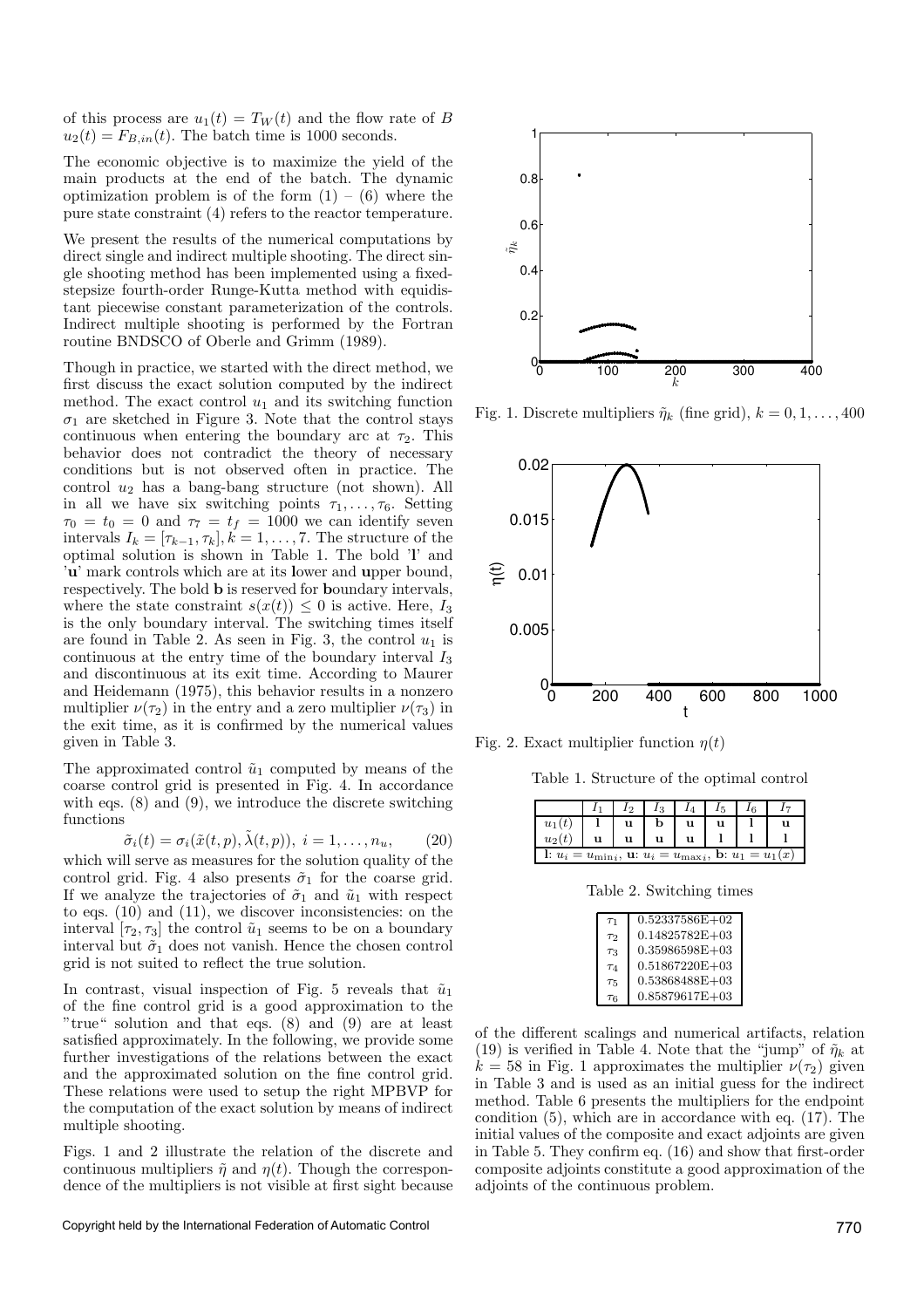of this process are $u_1(t) = T_W(t)$ and the flow rate of $B$ $u_2(t) = F_{B,in}(t)$. The batch time is 1000 seconds.

The economic objective is to maximize the yield of the main products at the end of the batch. The dynamic optimization problem is of the form (1) – (6) where the pure state constraint (4) refers to the reactor temperature.

We present the results of the numerical computations by direct single and indirect multiple shooting. The direct single shooting method has been implemented using a fixed-stepsize fourth-order Runge-Kutta method with equidistant piecewise constant parameterization of the controls. Indirect multiple shooting is performed by the Fortran routine BNDSCO of Oberle and Grimm (1989).

Though in practice, we started with the direct method, we first discuss the exact solution computed by the indirect method. The exact control $u_1$ and its switching function $\sigma_1$ are sketched in Figure 3. Note that the control stays continuous when entering the boundary arc at $\tau_2$. This behavior does not contradict the theory of necessary conditions but is not observed often in practice. The control $u_2$ has a bang-bang structure (not shown). All in all we have six switching points $\tau_1, \ldots, \tau_6$. Setting $\tau_0 = t_0 = 0$ and $\tau_7 = t_f = 1000$ we can identify seven intervals $I_k = [\tau_{k-1}, \tau_k], k = 1, \ldots, 7$. The structure of the optimal solution is shown in Table 1. The bold '**l**' and '**u**' mark controls which are at its **l**ower and **u**pper bound, respectively. The bold **b** is reserved for **b**oundary intervals, where the state constraint $s(x(t)) \leq 0$ is active. Here, $I_3$ is the only boundary interval. The switching times itself are found in Table 2. As seen in Fig. 3, the control $u_1$ is continuous at the entry time of the boundary interval $I_3$ and discontinuous at its exit time. According to Maurer and Heidemann (1975), this behavior results in a nonzero multiplier $\nu(\tau_2)$ in the entry and a zero multiplier $\nu(\tau_3)$ in the exit time, as it is confirmed by the numerical values given in Table 3.

The approximated control $\tilde{u}_1$ computed by means of the coarse control grid is presented in Fig. 4. In accordance with eqs. (8) and (9), we introduce the discrete switching functions

$$\tilde{\sigma}_i(t) = \sigma_i(\tilde{x}(t,p), \tilde{\lambda}(t,p)),\ i = 1, \ldots, n_u, \qquad (20)$$

which will serve as measures for the solution quality of the control grid. Fig. 4 also presents $\tilde{\sigma}_1$ for the coarse grid. If we analyze the trajectories of $\tilde{\sigma}_1$ and $\tilde{u}_1$ with respect to eqs. (10) and (11), we discover inconsistencies: on the interval $[\tau_2, \tau_3]$ the control $\tilde{u}_1$ seems to be on a boundary interval but $\tilde{\sigma}_1$ does not vanish. Hence the chosen control grid is not suited to reflect the true solution.

In contrast, visual inspection of Fig. 5 reveals that $\tilde{u}_1$ of the fine control grid is a good approximation to the "true" solution and that eqs. (8) and (9) are at least satisfied approximately. In the following, we provide some further investigations of the relations between the exact and the approximated solution on the fine control grid. These relations were used to setup the right MPBVP for the computation of the exact solution by means of indirect multiple shooting.

Figs. 1 and 2 illustrate the relation of the discrete and continuous multipliers $\tilde{\eta}$ and $\eta(t)$. Though the correspondence of the multipliers is not visible at first sight because

Fig. 1. Discrete multipliers $\tilde{\eta}_k$ (fine grid), $k = 0, 1, \ldots, 400$

Fig. 2. Exact multiplier function $\eta(t)$

Table 1. Structure of the optimal control

| | $I_1$ | $I_2$ | $I_3$ | $I_4$ | $I_5$ | $I_6$ | $I_7$ |
|---|---|---|---|---|---|---|---|
| $u_1(t)$ | **l** | **u** | **b** | **u** | **u** | **l** | **u** |
| $u_2(t)$ | **u** | **u** | **u** | **u** | **l** | **l** | **l** |
| **l**: $u_i = u_{\min i}$, **u**: $u_i = u_{\max i}$, **b**: $u_1 = u_1(x)$ | | | | | | | |

Table 2. Switching times

| | |
|---|---|
| $\tau_1$ | 0.52337586E+02 |
| $\tau_2$ | 0.14825782E+03 |
| $\tau_3$ | 0.35986598E+03 |
| $\tau_4$ | 0.51867220E+03 |
| $\tau_5$ | 0.53868488E+03 |
| $\tau_6$ | 0.85879617E+03 |

of the different scalings and numerical artifacts, relation (19) is verified in Table 4. Note that the "jump" of $\tilde{\eta}_k$ at $k = 58$ in Fig. 1 approximates the multiplier $\nu(\tau_2)$ given in Table 3 and is used as an initial guess for the indirect method. Table 6 presents the multipliers for the endpoint condition (5), which are in accordance with eq. (17). The initial values of the composite and exact adjoints are given in Table 5. They confirm eq. (16) and show that first-order composite adjoints constitute a good approximation of the adjoints of the continuous problem.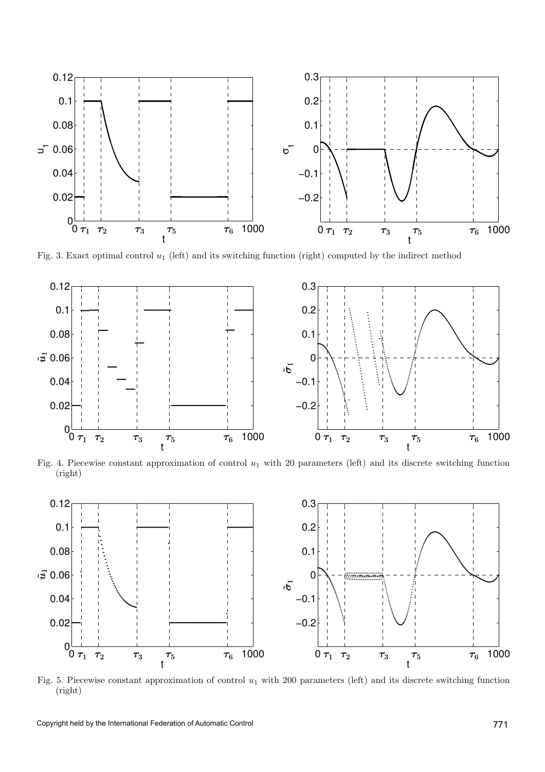Fig. 3. Exact optimal control $u_1$ (left) and its switching function (right) computed by the indirect method

Fig. 4. Piecewise constant approximation of control $u_1$ with 20 parameters (left) and its discrete switching function (right)

Fig. 5. Piecewise constant approximation of control $u_1$ with 200 parameters (left) and its discrete switching function (right)

Copyright held by the International Federation of Automatic Control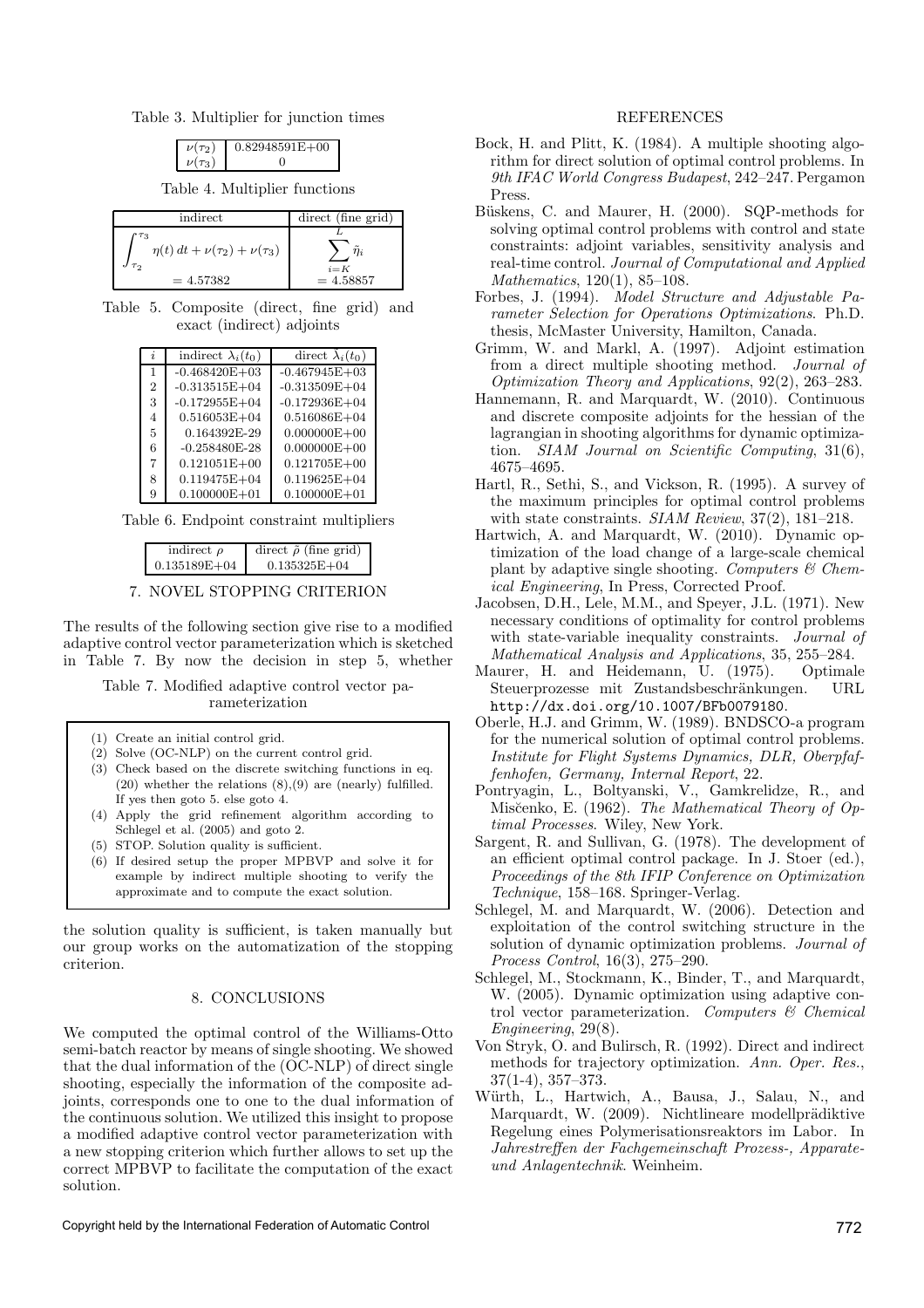Table 3. Multiplier for junction times

| | |
|---|---|
| $\nu(\tau_2)$ | 0.82948591E+00 |
| $\nu(\tau_3)$ | 0 |

Table 4. Multiplier functions

| indirect | direct (fine grid) |
|---|---|
| $\int_{\tau_2}^{\tau_3} \eta(t)\,dt + \nu(\tau_2) + \nu(\tau_3)$ $= 4.57382$ | $\sum_{i=K}^{L} \tilde{\eta}_i$ $= 4.58857$ |

Table 5. Composite (direct, fine grid) and exact (indirect) adjoints

| $i$ | indirect $\lambda_i(t_0)$ | direct $\tilde{\lambda}_i(t_0)$ |
|---|---|---|
| 1 | -0.468420E+03 | -0.467945E+03 |
| 2 | -0.313515E+04 | -0.313509E+04 |
| 3 | -0.172955E+04 | -0.172936E+04 |
| 4 | 0.516053E+04 | 0.516086E+04 |
| 5 | 0.164392E-29 | 0.000000E+00 |
| 6 | -0.258480E-28 | 0.000000E+00 |
| 7 | 0.121051E+00 | 0.121705E+00 |
| 8 | 0.119475E+04 | 0.119625E+04 |
| 9 | 0.100000E+01 | 0.100000E+01 |

Table 6. Endpoint constraint multipliers

| indirect $\rho$ | direct $\tilde{\rho}$ (fine grid) |
|---|---|
| 0.135189E+04 | 0.135325E+04 |

## 7. NOVEL STOPPING CRITERION

The results of the following section give rise to a modified adaptive control vector parameterization which is sketched in Table 7. By now the decision in step 5, whether the solution quality is sufficient, is taken manually but our group works on the automatization of the stopping criterion.

Table 7. Modified adaptive control vector parameterization

(1) Create an initial control grid.
(2) Solve (OC-NLP) on the current control grid.
(3) Check based on the discrete switching functions in eq. (20) whether the relations (8),(9) are (nearly) fulfilled. If yes then goto 5. else goto 4.
(4) Apply the grid refinement algorithm according to Schlegel et al. (2005) and goto 2.
(5) STOP. Solution quality is sufficient.
(6) If desired setup the proper MPBVP and solve it for example by indirect multiple shooting to verify the approximate and to compute the exact solution.

## 8. CONCLUSIONS

We computed the optimal control of the Williams-Otto semi-batch reactor by means of single shooting. We showed that the dual information of the (OC-NLP) of direct single shooting, especially the information of the composite adjoints, corresponds one to one to the dual information of the continuous solution. We utilized this insight to propose a modified adaptive control vector parameterization with a new stopping criterion which further allows to set up the correct MPBVP to facilitate the computation of the exact solution.

## REFERENCES

Bock, H. and Plitt, K. (1984). A multiple shooting algorithm for direct solution of optimal control problems. In *9th IFAC World Congress Budapest*, 242–247. Pergamon Press.

Büskens, C. and Maurer, H. (2000). SQP-methods for solving optimal control problems with control and state constraints: adjoint variables, sensitivity analysis and real-time control. *Journal of Computational and Applied Mathematics*, 120(1), 85–108.

Forbes, J. (1994). *Model Structure and Adjustable Parameter Selection for Operations Optimizations*. Ph.D. thesis, McMaster University, Hamilton, Canada.

Grimm, W. and Markl, A. (1997). Adjoint estimation from a direct multiple shooting method. *Journal of Optimization Theory and Applications*, 92(2), 263–283.

Hannemann, R. and Marquardt, W. (2010). Continuous and discrete composite adjoints for the hessian of the lagrangian in shooting algorithms for dynamic optimization. *SIAM Journal on Scientific Computing*, 31(6), 4675–4695.

Hartl, R., Sethi, S., and Vickson, R. (1995). A survey of the maximum principles for optimal control problems with state constraints. *SIAM Review*, 37(2), 181–218.

Hartwich, A. and Marquardt, W. (2010). Dynamic optimization of the load change of a large-scale chemical plant by adaptive single shooting. *Computers & Chemical Engineering*, In Press, Corrected Proof.

Jacobsen, D.H., Lele, M.M., and Speyer, J.L. (1971). New necessary conditions of optimality for control problems with state-variable inequality constraints. *Journal of Mathematical Analysis and Applications*, 35, 255–284.

Maurer, H. and Heidemann, U. (1975). Optimale Steuerprozesse mit Zustandsbeschränkungen. URL http://dx.doi.org/10.1007/BFb0079180.

Oberle, H.J. and Grimm, W. (1989). BNDSCO-a program for the numerical solution of optimal control problems. *Institute for Flight Systems Dynamics, DLR, Oberpfaffenhofen, Germany, Internal Report*, 22.

Pontryagin, L., Boltyanski, V., Gamkrelidze, R., and Misčenko, E. (1962). *The Mathematical Theory of Optimal Processes*. Wiley, New York.

Sargent, R. and Sullivan, G. (1978). The development of an efficient optimal control package. In J. Stoer (ed.), *Proceedings of the 8th IFIP Conference on Optimization Technique*, 158–168. Springer-Verlag.

Schlegel, M. and Marquardt, W. (2006). Detection and exploitation of the control switching structure in the solution of dynamic optimization problems. *Journal of Process Control*, 16(3), 275–290.

Schlegel, M., Stockmann, K., Binder, T., and Marquardt, W. (2005). Dynamic optimization using adaptive control vector parameterization. *Computers & Chemical Engineering*, 29(8).

Von Stryk, O. and Bulirsch, R. (1992). Direct and indirect methods for trajectory optimization. *Ann. Oper. Res.*, 37(1-4), 357–373.

Würth, L., Hartwich, A., Bausa, J., Salau, N., and Marquardt, W. (2009). Nichtlineare modellprädiktive Regelung eines Polymerisationsreaktors im Labor. In *Jahrestreffen der Fachgemeinschaft Prozess-, Apparate- und Anlagentechnik*. Weinheim.